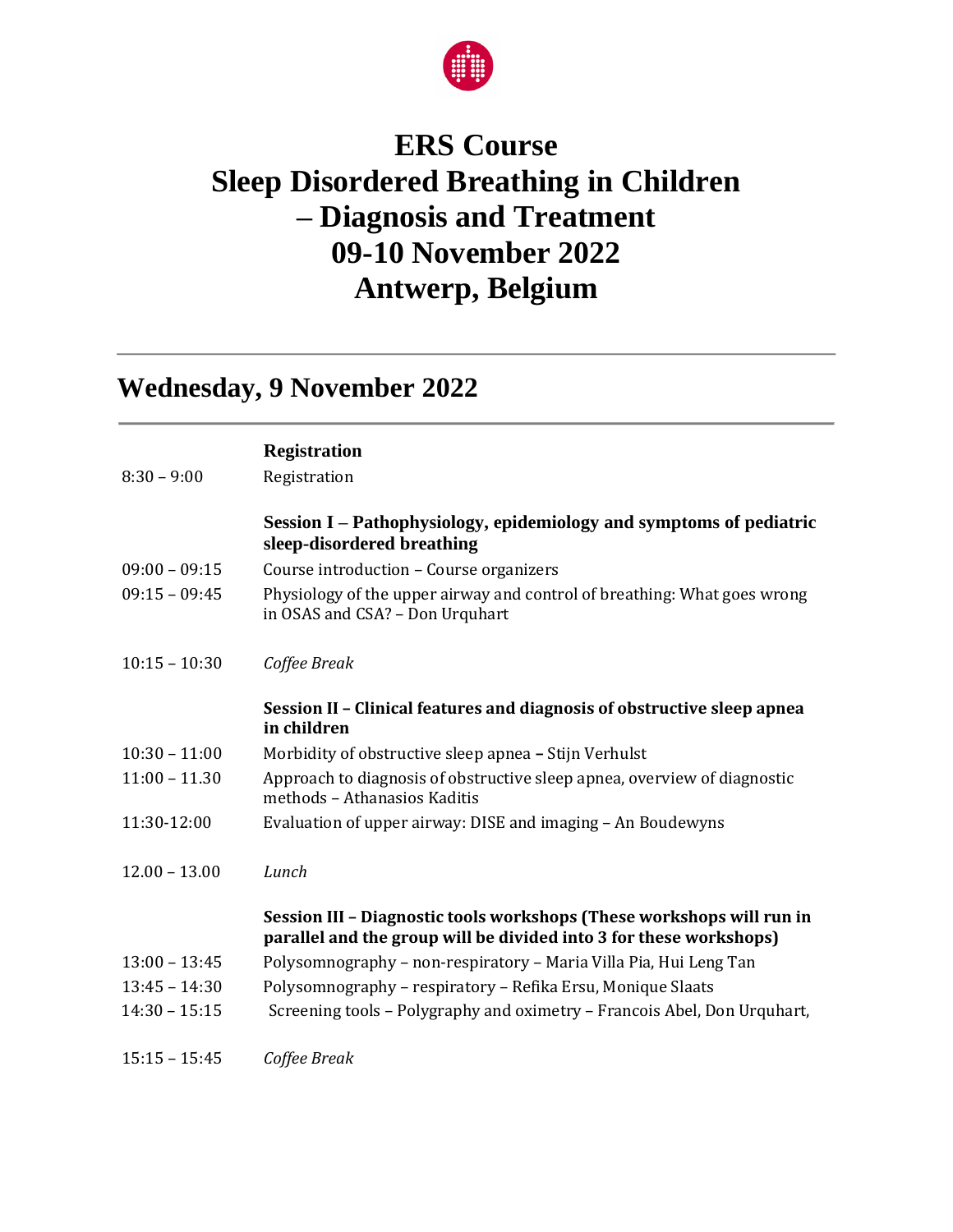# ERS Course
# Sleep Disordered Breathing in Children – Diagnosis and Treatment
# 09-10 November 2022
# Antwerp, Belgium

## Wednesday, 9 November 2022

| | |
|---|---|
| | **Registration** |
| 8:30 – 9:00 | Registration |
| | **Session I – Pathophysiology, epidemiology and symptoms of pediatric sleep-disordered breathing** |
| 09:00 – 09:15 | Course introduction – Course organizers |
| 09:15 – 09:45 | Physiology of the upper airway and control of breathing: What goes wrong in OSAS and CSA? – Don Urquhart |
| 10:15 – 10:30 | *Coffee Break* |
| | **Session II – Clinical features and diagnosis of obstructive sleep apnea in children** |
| 10:30 – 11:00 | Morbidity of obstructive sleep apnea – Stijn Verhulst |
| 11:00 – 11.30 | Approach to diagnosis of obstructive sleep apnea, overview of diagnostic methods – Athanasios Kaditis |
| 11:30-12:00 | Evaluation of upper airway: DISE and imaging – An Boudewyns |
| 12.00 – 13.00 | *Lunch* |
| | **Session III – Diagnostic tools workshops (These workshops will run in parallel and the group will be divided into 3 for these workshops)** |
| 13:00 – 13:45 | Polysomnography – non-respiratory – Maria Villa Pia, Hui Leng Tan |
| 13:45 – 14:30 | Polysomnography – respiratory – Refika Ersu, Monique Slaats |
| 14:30 – 15:15 | Screening tools – Polygraphy and oximetry – Francois Abel, Don Urquhart, |
| 15:15 – 15:45 | *Coffee Break* |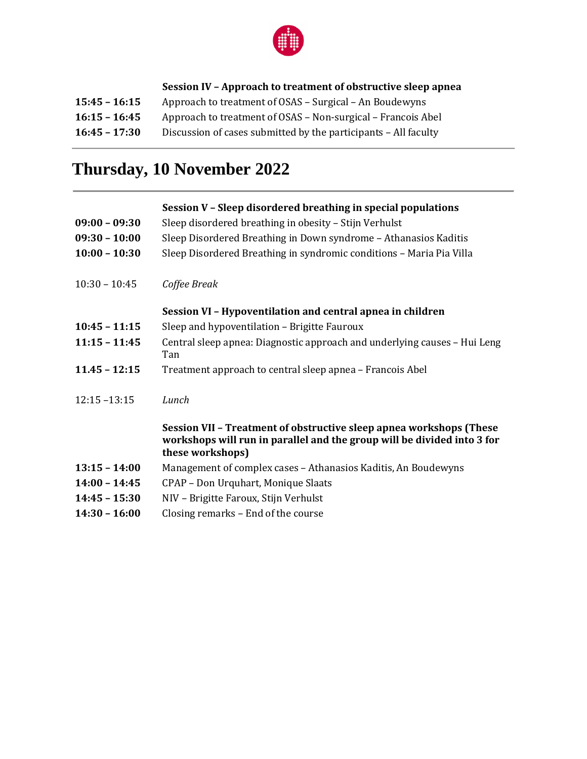| | |
|---|---|
| | **Session IV – Approach to treatment of obstructive sleep apnea** |
| **15:45 – 16:15** | Approach to treatment of OSAS – Surgical – An Boudewyns |
| **16:15 – 16:45** | Approach to treatment of OSAS – Non-surgical – Francois Abel |
| **16:45 – 17:30** | Discussion of cases submitted by the participants – All faculty |

# Thursday, 10 November 2022

| | |
|---|---|
| | **Session V – Sleep disordered breathing in special populations** |
| **09:00 – 09:30** | Sleep disordered breathing in obesity – Stijn Verhulst |
| **09:30 – 10:00** | Sleep Disordered Breathing in Down syndrome – Athanasios Kaditis |
| **10:00 – 10:30** | Sleep Disordered Breathing in syndromic conditions – Maria Pia Villa |
| 10:30 – 10:45 | *Coffee Break* |
| | **Session VI – Hypoventilation and central apnea in children** |
| **10:45 – 11:15** | Sleep and hypoventilation – Brigitte Fauroux |
| **11:15 – 11:45** | Central sleep apnea: Diagnostic approach and underlying causes – Hui Leng Tan |
| **11.45 – 12:15** | Treatment approach to central sleep apnea – Francois Abel |
| 12:15 –13:15 | *Lunch* |
| | **Session VII – Treatment of obstructive sleep apnea workshops (These workshops will run in parallel and the group will be divided into 3 for these workshops)** |
| **13:15 – 14:00** | Management of complex cases – Athanasios Kaditis, An Boudewyns |
| **14:00 – 14:45** | CPAP – Don Urquhart, Monique Slaats |
| **14:45 – 15:30** | NIV – Brigitte Faroux, Stijn Verhulst |
| **14:30 – 16:00** | Closing remarks – End of the course |